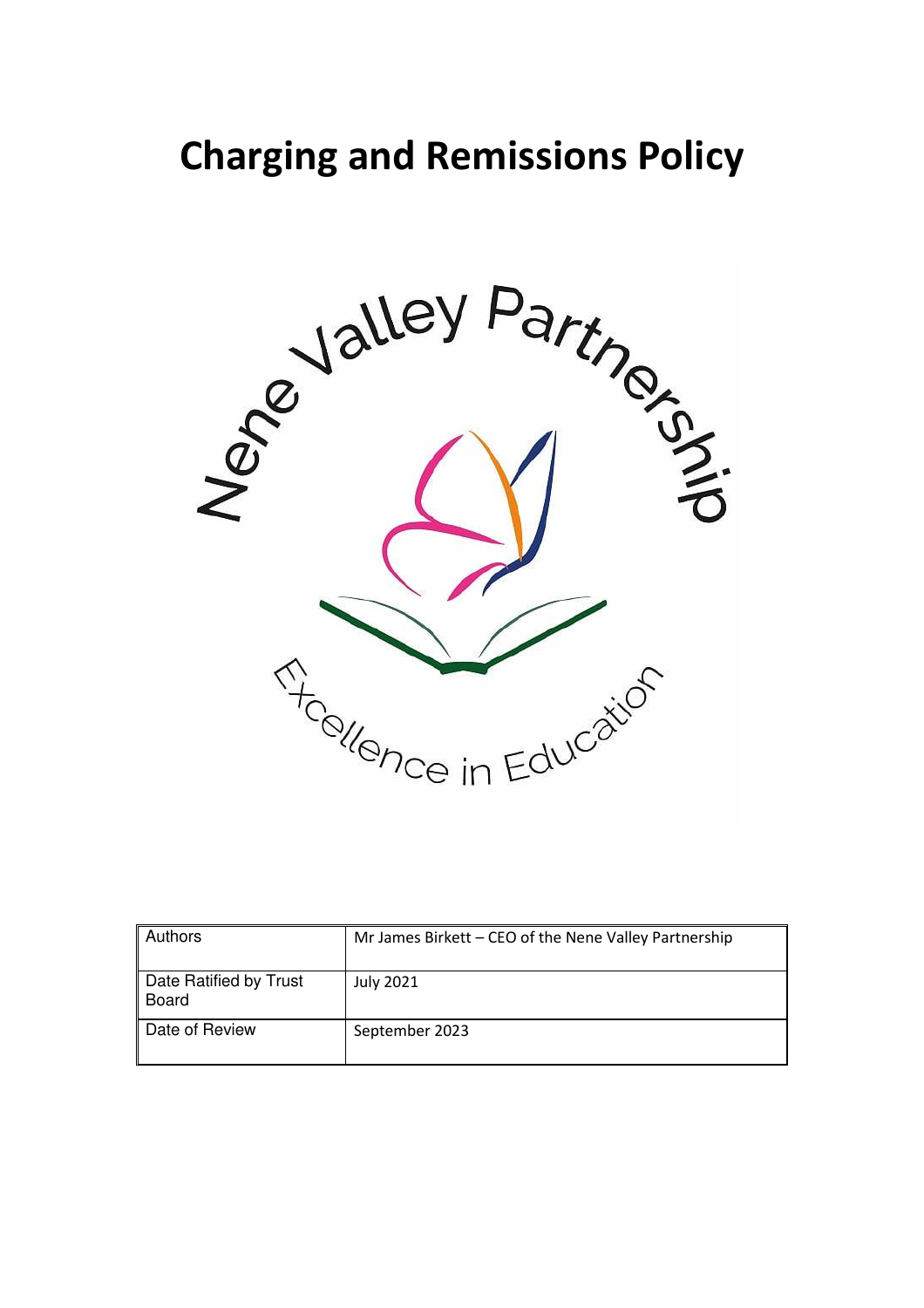# Charging and Remissions Policy

| Authors | Mr James Birkett – CEO of the Nene Valley Partnership |
|---|---|
| Date Ratified by Trust Board | July 2021 |
| Date of Review | September 2023 |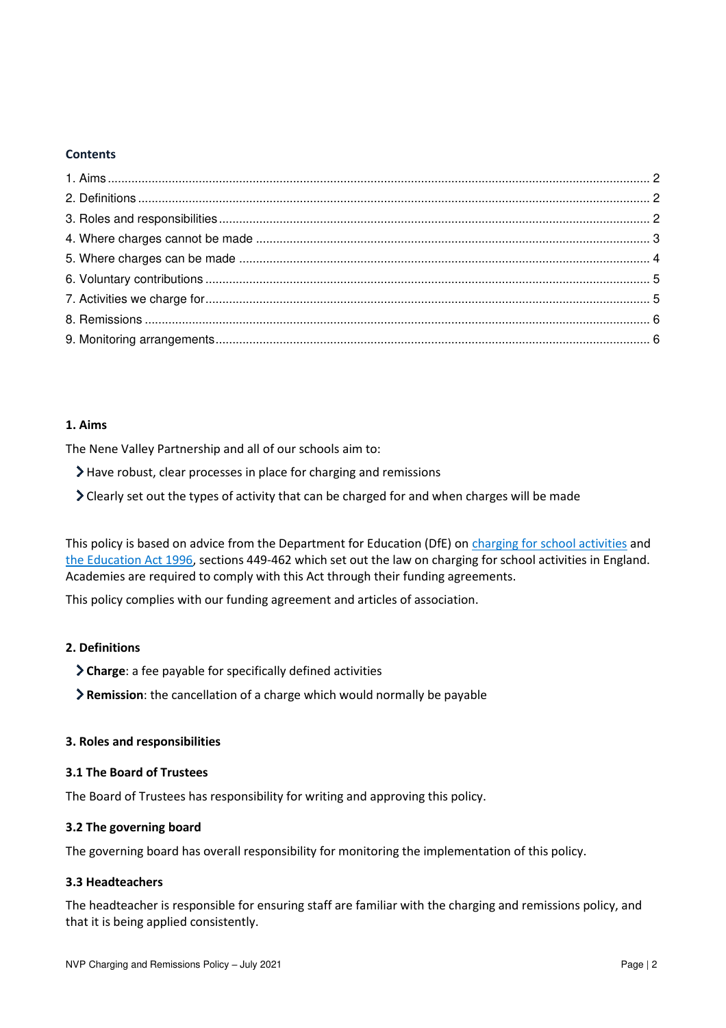**Contents**

1. Aims ........ 2
2. Definitions ........ 2
3. Roles and responsibilities ........ 2
4. Where charges cannot be made ........ 3
5. Where charges can be made ........ 4
6. Voluntary contributions ........ 5
7. Activities we charge for ........ 5
8. Remissions ........ 6
9. Monitoring arrangements ........ 6

## 1. Aims

The Nene Valley Partnership and all of our schools aim to:

- Have robust, clear processes in place for charging and remissions
- Clearly set out the types of activity that can be charged for and when charges will be made

This policy is based on advice from the Department for Education (DfE) on [charging for school activities](#) and [the Education Act 1996](#), sections 449-462 which set out the law on charging for school activities in England. Academies are required to comply with this Act through their funding agreements.

This policy complies with our funding agreement and articles of association.

## 2. Definitions

- **Charge**: a fee payable for specifically defined activities
- **Remission**: the cancellation of a charge which would normally be payable

## 3. Roles and responsibilities

### 3.1 The Board of Trustees

The Board of Trustees has responsibility for writing and approving this policy.

### 3.2 The governing board

The governing board has overall responsibility for monitoring the implementation of this policy.

### 3.3 Headteachers

The headteacher is responsible for ensuring staff are familiar with the charging and remissions policy, and that it is being applied consistently.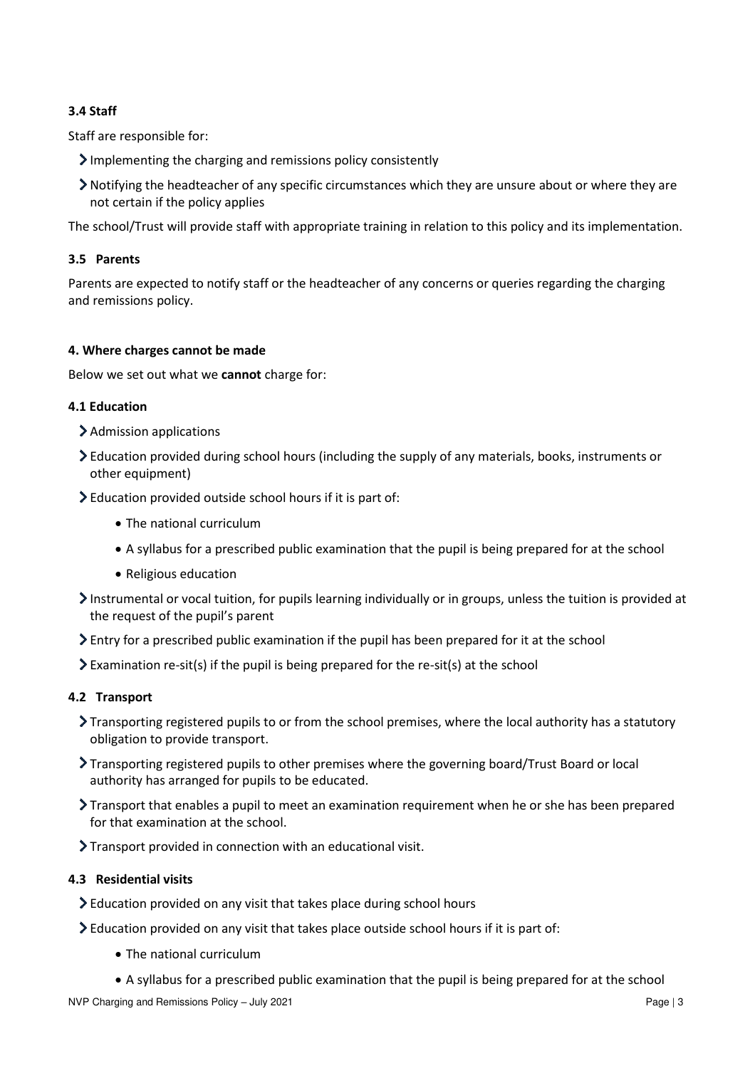### 3.4 Staff

Staff are responsible for:

- Implementing the charging and remissions policy consistently
- Notifying the headteacher of any specific circumstances which they are unsure about or where they are not certain if the policy applies

The school/Trust will provide staff with appropriate training in relation to this policy and its implementation.

### 3.5 Parents

Parents are expected to notify staff or the headteacher of any concerns or queries regarding the charging and remissions policy.

## 4. Where charges cannot be made

Below we set out what we **cannot** charge for:

### 4.1 Education

- Admission applications
- Education provided during school hours (including the supply of any materials, books, instruments or other equipment)
- Education provided outside school hours if it is part of:
  - The national curriculum
  - A syllabus for a prescribed public examination that the pupil is being prepared for at the school
  - Religious education
- Instrumental or vocal tuition, for pupils learning individually or in groups, unless the tuition is provided at the request of the pupil's parent
- Entry for a prescribed public examination if the pupil has been prepared for it at the school
- Examination re-sit(s) if the pupil is being prepared for the re-sit(s) at the school

### 4.2 Transport

- Transporting registered pupils to or from the school premises, where the local authority has a statutory obligation to provide transport.
- Transporting registered pupils to other premises where the governing board/Trust Board or local authority has arranged for pupils to be educated.
- Transport that enables a pupil to meet an examination requirement when he or she has been prepared for that examination at the school.
- Transport provided in connection with an educational visit.

### 4.3 Residential visits

- Education provided on any visit that takes place during school hours
- Education provided on any visit that takes place outside school hours if it is part of:
  - The national curriculum
  - A syllabus for a prescribed public examination that the pupil is being prepared for at the school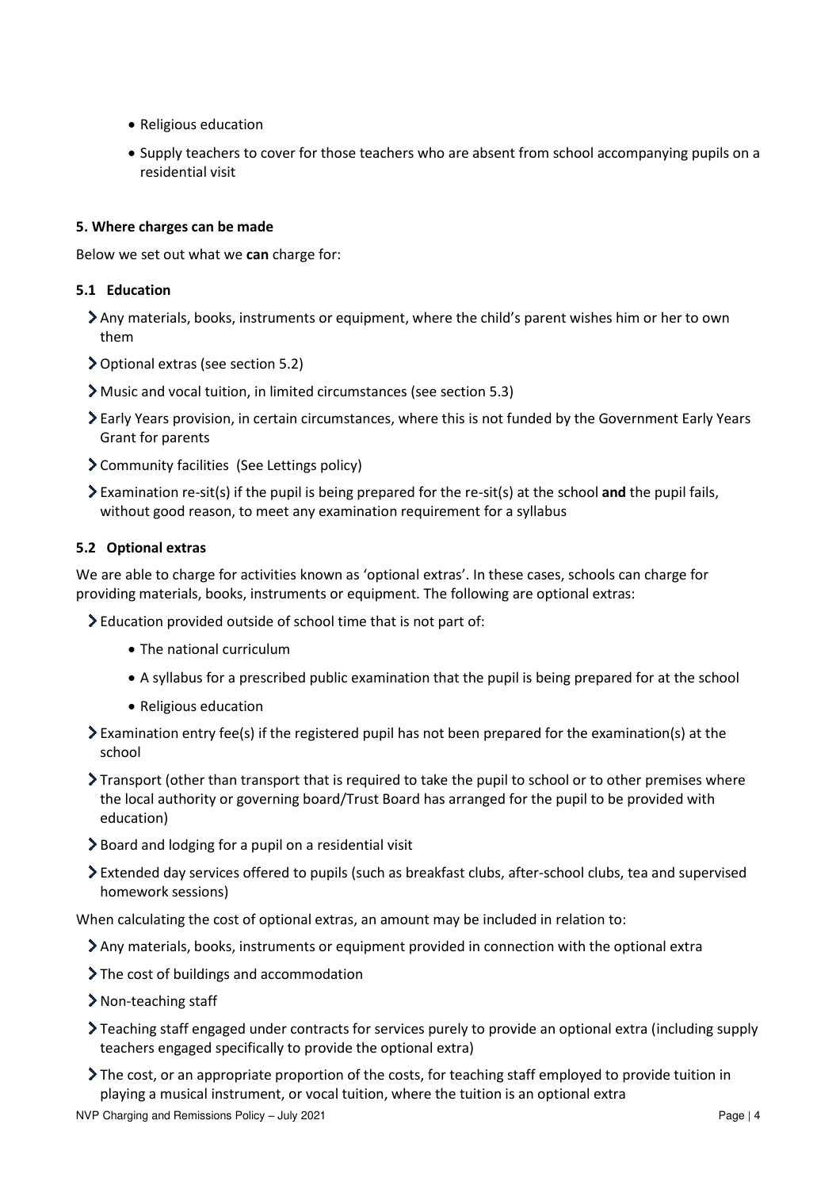- Religious education
- Supply teachers to cover for those teachers who are absent from school accompanying pupils on a residential visit

#### 5. Where charges can be made

Below we set out what we **can** charge for:

#### 5.1 Education

- Any materials, books, instruments or equipment, where the child's parent wishes him or her to own them
- Optional extras (see section 5.2)
- Music and vocal tuition, in limited circumstances (see section 5.3)
- Early Years provision, in certain circumstances, where this is not funded by the Government Early Years Grant for parents
- Community facilities (See Lettings policy)
- Examination re-sit(s) if the pupil is being prepared for the re-sit(s) at the school **and** the pupil fails, without good reason, to meet any examination requirement for a syllabus

#### 5.2 Optional extras

We are able to charge for activities known as 'optional extras'. In these cases, schools can charge for providing materials, books, instruments or equipment. The following are optional extras:

- Education provided outside of school time that is not part of:
  - The national curriculum
  - A syllabus for a prescribed public examination that the pupil is being prepared for at the school
  - Religious education
- Examination entry fee(s) if the registered pupil has not been prepared for the examination(s) at the school
- Transport (other than transport that is required to take the pupil to school or to other premises where the local authority or governing board/Trust Board has arranged for the pupil to be provided with education)
- Board and lodging for a pupil on a residential visit
- Extended day services offered to pupils (such as breakfast clubs, after-school clubs, tea and supervised homework sessions)

When calculating the cost of optional extras, an amount may be included in relation to:

- Any materials, books, instruments or equipment provided in connection with the optional extra
- The cost of buildings and accommodation
- Non-teaching staff
- Teaching staff engaged under contracts for services purely to provide an optional extra (including supply teachers engaged specifically to provide the optional extra)
- The cost, or an appropriate proportion of the costs, for teaching staff employed to provide tuition in playing a musical instrument, or vocal tuition, where the tuition is an optional extra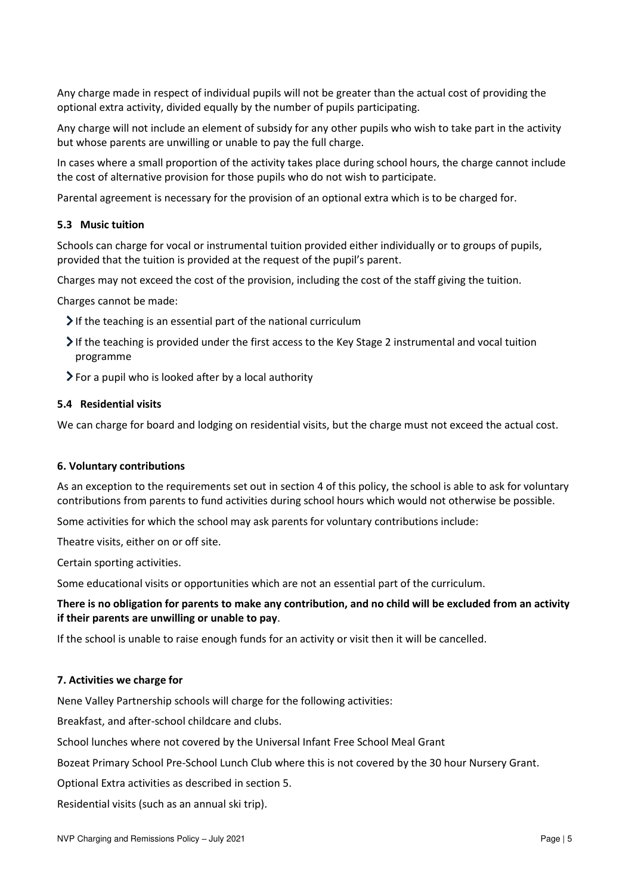Any charge made in respect of individual pupils will not be greater than the actual cost of providing the optional extra activity, divided equally by the number of pupils participating.

Any charge will not include an element of subsidy for any other pupils who wish to take part in the activity but whose parents are unwilling or unable to pay the full charge.

In cases where a small proportion of the activity takes place during school hours, the charge cannot include the cost of alternative provision for those pupils who do not wish to participate.

Parental agreement is necessary for the provision of an optional extra which is to be charged for.

### 5.3 Music tuition

Schools can charge for vocal or instrumental tuition provided either individually or to groups of pupils, provided that the tuition is provided at the request of the pupil's parent.

Charges may not exceed the cost of the provision, including the cost of the staff giving the tuition.

Charges cannot be made:

- If the teaching is an essential part of the national curriculum
- If the teaching is provided under the first access to the Key Stage 2 instrumental and vocal tuition programme
- For a pupil who is looked after by a local authority

### 5.4 Residential visits

We can charge for board and lodging on residential visits, but the charge must not exceed the actual cost.

## 6. Voluntary contributions

As an exception to the requirements set out in section 4 of this policy, the school is able to ask for voluntary contributions from parents to fund activities during school hours which would not otherwise be possible.

Some activities for which the school may ask parents for voluntary contributions include:

Theatre visits, either on or off site.

Certain sporting activities.

Some educational visits or opportunities which are not an essential part of the curriculum.

**There is no obligation for parents to make any contribution, and no child will be excluded from an activity if their parents are unwilling or unable to pay**.

If the school is unable to raise enough funds for an activity or visit then it will be cancelled.

## 7. Activities we charge for

Nene Valley Partnership schools will charge for the following activities:

Breakfast, and after-school childcare and clubs.

School lunches where not covered by the Universal Infant Free School Meal Grant

Bozeat Primary School Pre-School Lunch Club where this is not covered by the 30 hour Nursery Grant.

Optional Extra activities as described in section 5.

Residential visits (such as an annual ski trip).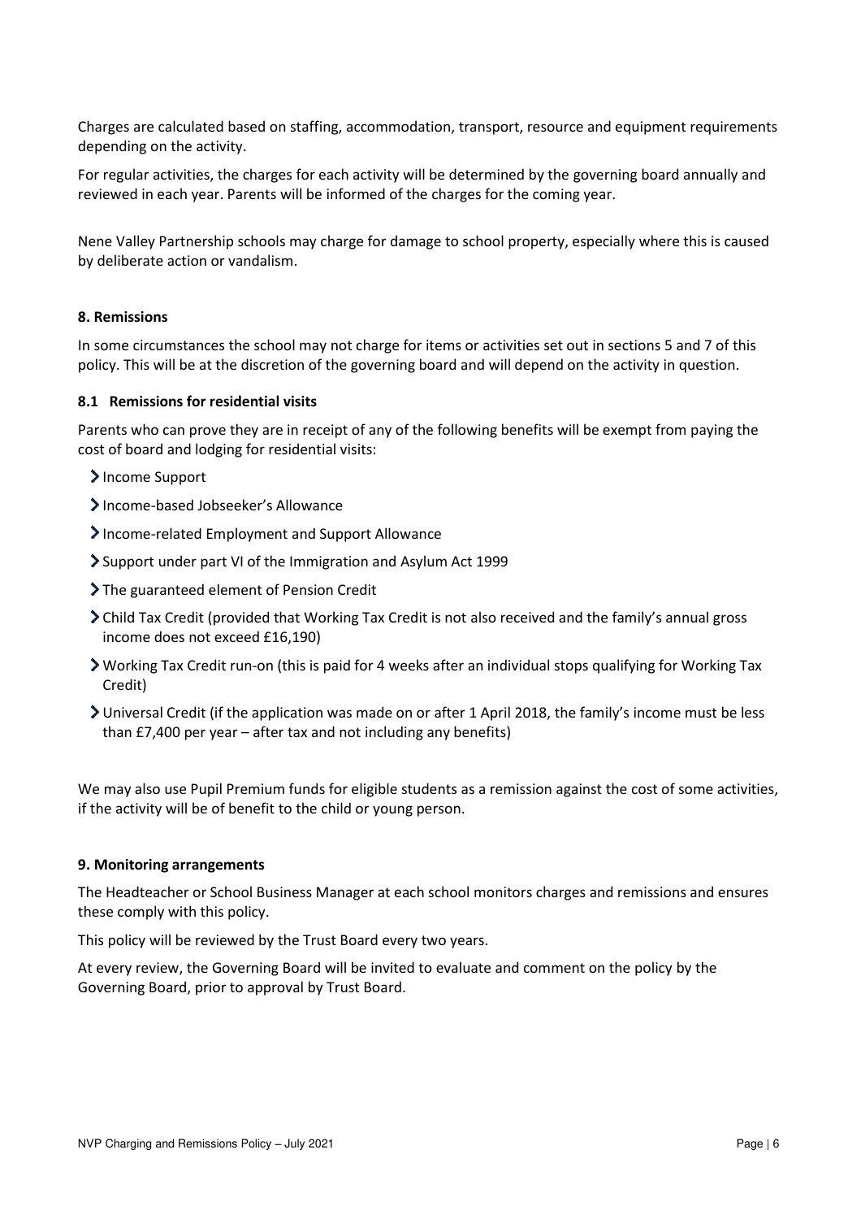Charges are calculated based on staffing, accommodation, transport, resource and equipment requirements depending on the activity.

For regular activities, the charges for each activity will be determined by the governing board annually and reviewed in each year. Parents will be informed of the charges for the coming year.

Nene Valley Partnership schools may charge for damage to school property, especially where this is caused by deliberate action or vandalism.

## 8. Remissions

In some circumstances the school may not charge for items or activities set out in sections 5 and 7 of this policy. This will be at the discretion of the governing board and will depend on the activity in question.

### 8.1 Remissions for residential visits

Parents who can prove they are in receipt of any of the following benefits will be exempt from paying the cost of board and lodging for residential visits:

- Income Support
- Income-based Jobseeker's Allowance
- Income-related Employment and Support Allowance
- Support under part VI of the Immigration and Asylum Act 1999
- The guaranteed element of Pension Credit
- Child Tax Credit (provided that Working Tax Credit is not also received and the family's annual gross income does not exceed £16,190)
- Working Tax Credit run-on (this is paid for 4 weeks after an individual stops qualifying for Working Tax Credit)
- Universal Credit (if the application was made on or after 1 April 2018, the family's income must be less than £7,400 per year – after tax and not including any benefits)

We may also use Pupil Premium funds for eligible students as a remission against the cost of some activities, if the activity will be of benefit to the child or young person.

## 9. Monitoring arrangements

The Headteacher or School Business Manager at each school monitors charges and remissions and ensures these comply with this policy.

This policy will be reviewed by the Trust Board every two years.

At every review, the Governing Board will be invited to evaluate and comment on the policy by the Governing Board, prior to approval by Trust Board.